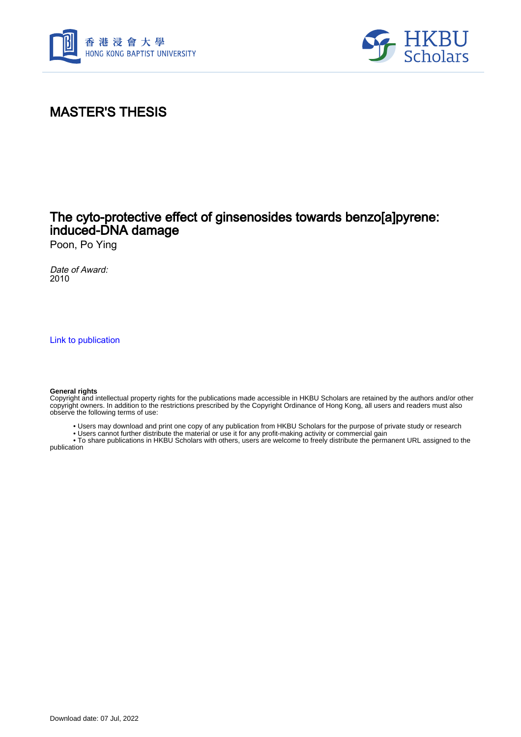# MASTER'S THESIS

## The cyto-protective effect of ginsenosides towards benzo[a]pyrene: induced-DNA damage

Poon, Po Ying

*Date of Award:*
2010

Link to publication

**General rights**
Copyright and intellectual property rights for the publications made accessible in HKBU Scholars are retained by the authors and/or other copyright owners. In addition to the restrictions prescribed by the Copyright Ordinance of Hong Kong, all users and readers must also observe the following terms of use:

- Users may download and print one copy of any publication from HKBU Scholars for the purpose of private study or research
- Users cannot further distribute the material or use it for any profit-making activity or commercial gain
- To share publications in HKBU Scholars with others, users are welcome to freely distribute the permanent URL assigned to the publication

Download date: 07 Jul, 2022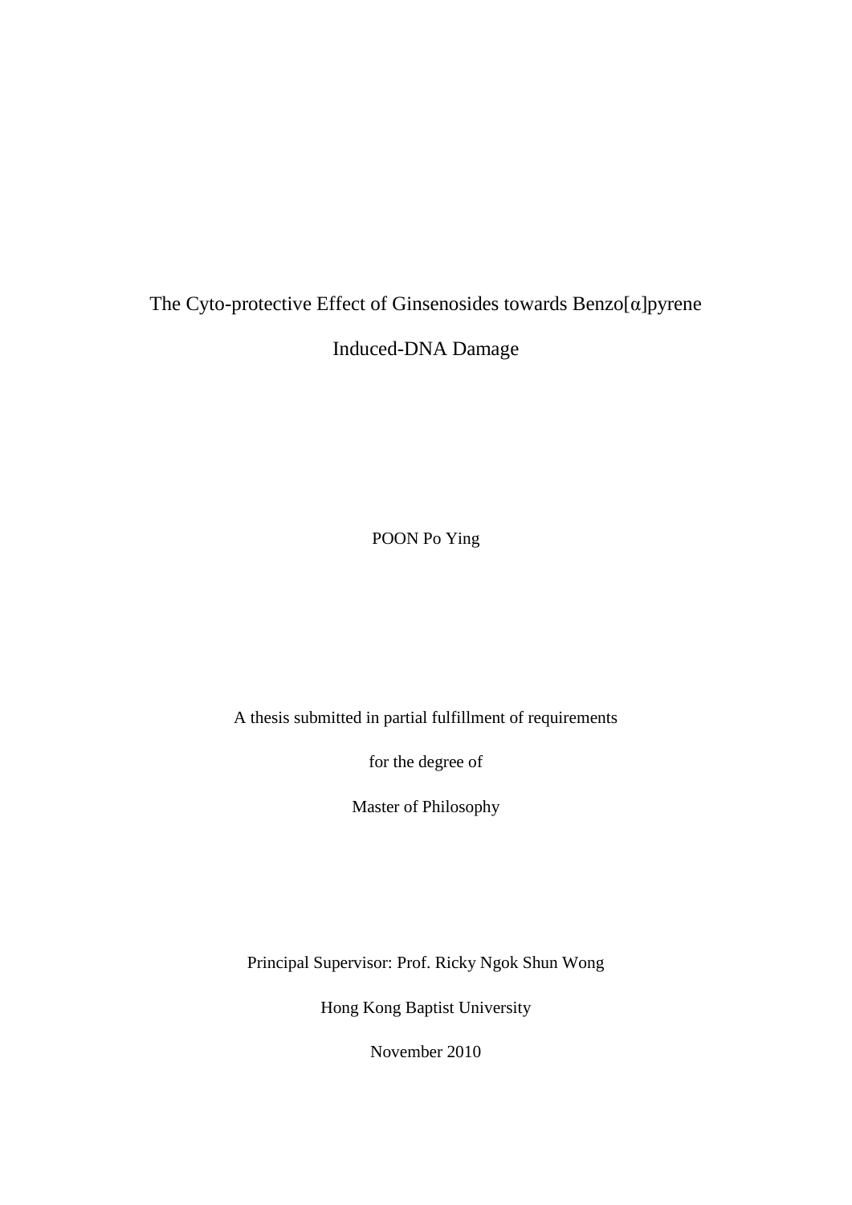# The Cyto-protective Effect of Ginsenosides towards Benzo[α]pyrene Induced-DNA Damage

POON Po Ying

A thesis submitted in partial fulfillment of requirements

for the degree of

Master of Philosophy

Principal Supervisor: Prof. Ricky Ngok Shun Wong

Hong Kong Baptist University

November 2010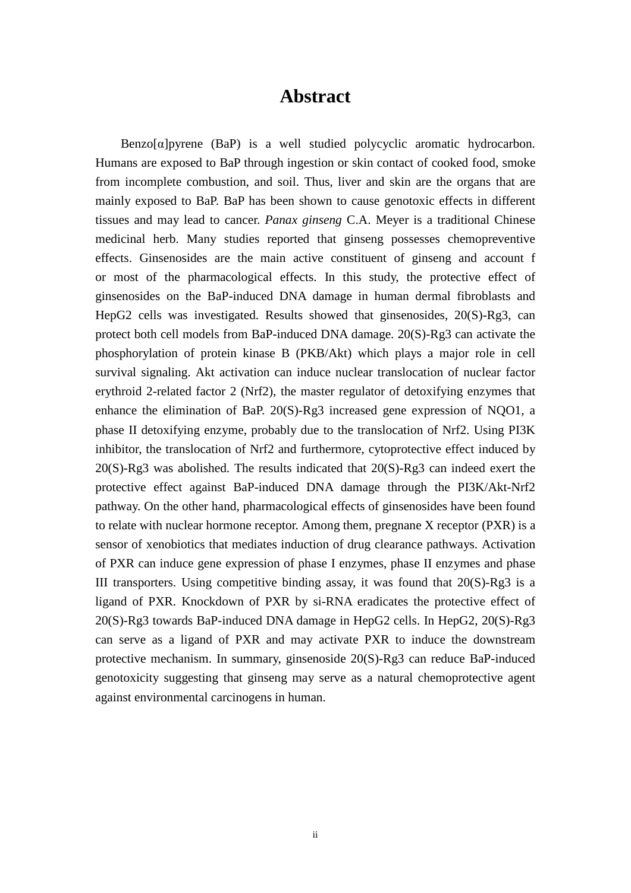# Abstract

Benzo[α]pyrene (BaP) is a well studied polycyclic aromatic hydrocarbon. Humans are exposed to BaP through ingestion or skin contact of cooked food, smoke from incomplete combustion, and soil. Thus, liver and skin are the organs that are mainly exposed to BaP. BaP has been shown to cause genotoxic effects in different tissues and may lead to cancer. *Panax ginseng* C.A. Meyer is a traditional Chinese medicinal herb. Many studies reported that ginseng possesses chemopreventive effects. Ginsenosides are the main active constituent of ginseng and account f or most of the pharmacological effects. In this study, the protective effect of ginsenosides on the BaP-induced DNA damage in human dermal fibroblasts and HepG2 cells was investigated. Results showed that ginsenosides, 20(S)-Rg3, can protect both cell models from BaP-induced DNA damage. 20(S)-Rg3 can activate the phosphorylation of protein kinase B (PKB/Akt) which plays a major role in cell survival signaling. Akt activation can induce nuclear translocation of nuclear factor erythroid 2-related factor 2 (Nrf2), the master regulator of detoxifying enzymes that enhance the elimination of BaP. 20(S)-Rg3 increased gene expression of NQO1, a phase II detoxifying enzyme, probably due to the translocation of Nrf2. Using PI3K inhibitor, the translocation of Nrf2 and furthermore, cytoprotective effect induced by 20(S)-Rg3 was abolished. The results indicated that 20(S)-Rg3 can indeed exert the protective effect against BaP-induced DNA damage through the PI3K/Akt-Nrf2 pathway. On the other hand, pharmacological effects of ginsenosides have been found to relate with nuclear hormone receptor. Among them, pregnane X receptor (PXR) is a sensor of xenobiotics that mediates induction of drug clearance pathways. Activation of PXR can induce gene expression of phase I enzymes, phase II enzymes and phase III transporters. Using competitive binding assay, it was found that 20(S)-Rg3 is a ligand of PXR. Knockdown of PXR by si-RNA eradicates the protective effect of 20(S)-Rg3 towards BaP-induced DNA damage in HepG2 cells. In HepG2, 20(S)-Rg3 can serve as a ligand of PXR and may activate PXR to induce the downstream protective mechanism. In summary, ginsenoside 20(S)-Rg3 can reduce BaP-induced genotoxicity suggesting that ginseng may serve as a natural chemoprotective agent against environmental carcinogens in human.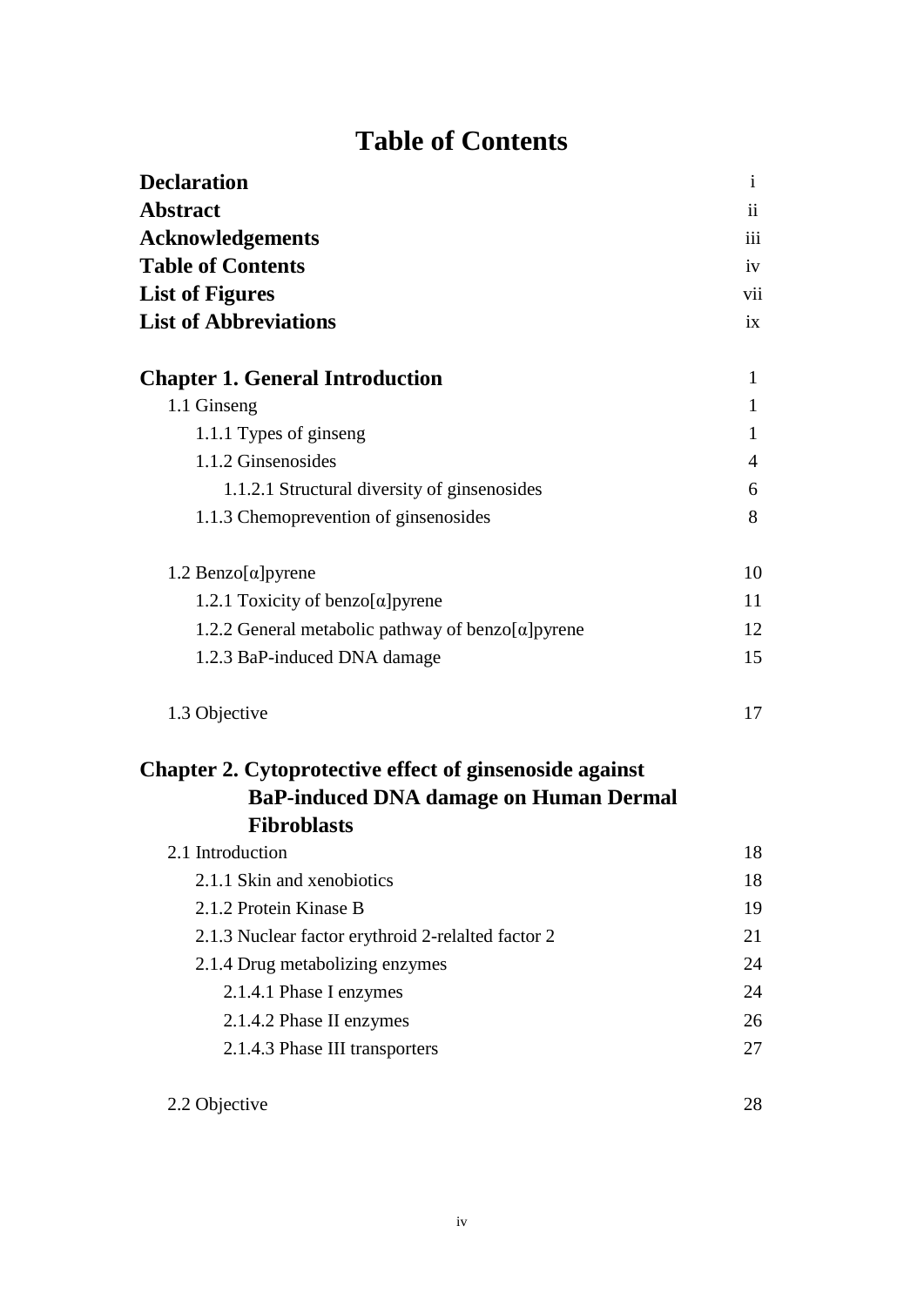# Table of Contents

| | |
|---|---|
| **Declaration** | i |
| **Abstract** | ii |
| **Acknowledgements** | iii |
| **Table of Contents** | iv |
| **List of Figures** | vii |
| **List of Abbreviations** | ix |
| | |
| **Chapter 1. General Introduction** | 1 |
| 1.1 Ginseng | 1 |
| 1.1.1 Types of ginseng | 1 |
| 1.1.2 Ginsenosides | 4 |
| 1.1.2.1 Structural diversity of ginsenosides | 6 |
| 1.1.3 Chemoprevention of ginsenosides | 8 |
| | |
| 1.2 Benzo[α]pyrene | 10 |
| 1.2.1 Toxicity of benzo[α]pyrene | 11 |
| 1.2.2 General metabolic pathway of benzo[α]pyrene | 12 |
| 1.2.3 BaP-induced DNA damage | 15 |
| | |
| 1.3 Objective | 17 |
| | |
| **Chapter 2. Cytoprotective effect of ginsenoside against BaP-induced DNA damage on Human Dermal Fibroblasts** | |
| 2.1 Introduction | 18 |
| 2.1.1 Skin and xenobiotics | 18 |
| 2.1.2 Protein Kinase B | 19 |
| 2.1.3 Nuclear factor erythroid 2-relalted factor 2 | 21 |
| 2.1.4 Drug metabolizing enzymes | 24 |
| 2.1.4.1 Phase I enzymes | 24 |
| 2.1.4.2 Phase II enzymes | 26 |
| 2.1.4.3 Phase III transporters | 27 |
| | |
| 2.2 Objective | 28 |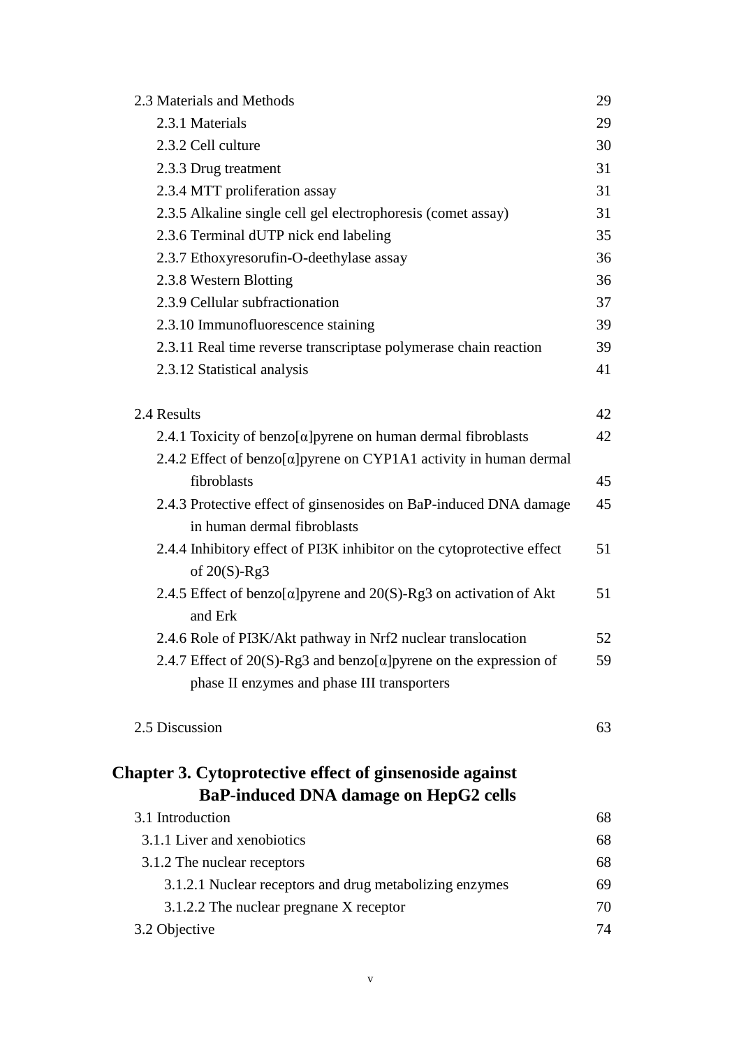2.3 Materials and Methods 29

- 2.3.1 Materials 29
- 2.3.2 Cell culture 30
- 2.3.3 Drug treatment 31
- 2.3.4 MTT proliferation assay 31
- 2.3.5 Alkaline single cell gel electrophoresis (comet assay) 31
- 2.3.6 Terminal dUTP nick end labeling 35
- 2.3.7 Ethoxyresorufin-O-deethylase assay 36
- 2.3.8 Western Blotting 36
- 2.3.9 Cellular subfractionation 37
- 2.3.10 Immunofluorescence staining 39
- 2.3.11 Real time reverse transcriptase polymerase chain reaction 39
- 2.3.12 Statistical analysis 41

2.4 Results 42

- 2.4.1 Toxicity of benzo[α]pyrene on human dermal fibroblasts 42
- 2.4.2 Effect of benzo[α]pyrene on CYP1A1 activity in human dermal fibroblasts 45
- 2.4.3 Protective effect of ginsenosides on BaP-induced DNA damage in human dermal fibroblasts 45
- 2.4.4 Inhibitory effect of PI3K inhibitor on the cytoprotective effect of 20(S)-Rg3 51
- 2.4.5 Effect of benzo[α]pyrene and 20(S)-Rg3 on activation of Akt and Erk 51
- 2.4.6 Role of PI3K/Akt pathway in Nrf2 nuclear translocation 52
- 2.4.7 Effect of 20(S)-Rg3 and benzo[α]pyrene on the expression of phase II enzymes and phase III transporters 59

2.5 Discussion 63

## Chapter 3. Cytoprotective effect of ginsenoside against BaP-induced DNA damage on HepG2 cells

3.1 Introduction 68

- 3.1.1 Liver and xenobiotics 68
- 3.1.2 The nuclear receptors 68
  - 3.1.2.1 Nuclear receptors and drug metabolizing enzymes 69
  - 3.1.2.2 The nuclear pregnane X receptor 70

3.2 Objective 74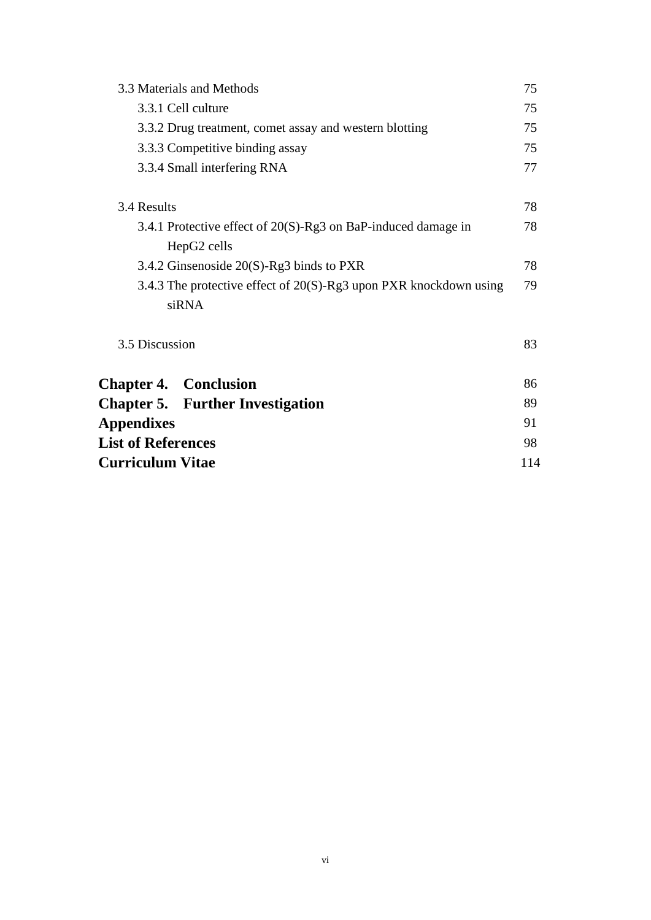3.3 Materials and Methods 75

3.3.1 Cell culture 75

3.3.2 Drug treatment, comet assay and western blotting 75

3.3.3 Competitive binding assay 75

3.3.4 Small interfering RNA 77

3.4 Results 78

3.4.1 Protective effect of 20(S)-Rg3 on BaP-induced damage in HepG2 cells 78

3.4.2 Ginsenoside 20(S)-Rg3 binds to PXR 78

3.4.3 The protective effect of 20(S)-Rg3 upon PXR knockdown using siRNA 79

3.5 Discussion 83

**Chapter 4. Conclusion** 86

**Chapter 5. Further Investigation** 89

**Appendixes** 91

**List of References** 98

**Curriculum Vitae** 114